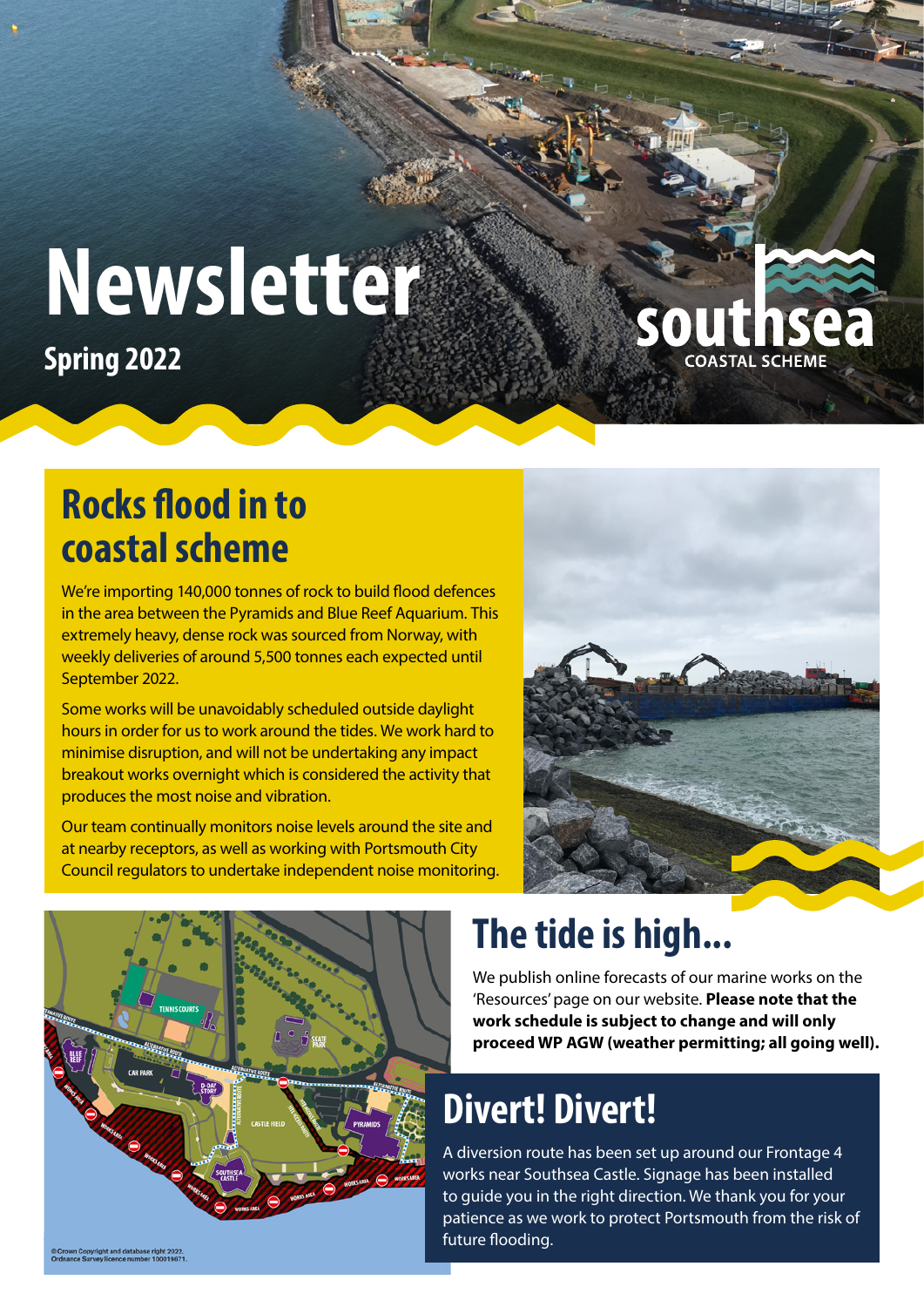# Newsletter

**Spring 2022**

southsea COASTAL SCHEME

## Rocks flood in to coastal scheme

We're importing 140,000 tonnes of rock to build flood defences in the area between the Pyramids and Blue Reef Aquarium. This extremely heavy, dense rock was sourced from Norway, with weekly deliveries of around 5,500 tonnes each expected until September 2022.

Some works will be unavoidably scheduled outside daylight hours in order for us to work around the tides. We work hard to minimise disruption, and will not be undertaking any impact breakout works overnight which is considered the activity that produces the most noise and vibration.

Our team continually monitors noise levels around the site and at nearby receptors, as well as working with Portsmouth City Council regulators to undertake independent noise monitoring.

©Crown Copyright and database right 2022. Ordnance Survey licence number 100019671.

## The tide is high...

We publish online forecasts of our marine works on the 'Resources' page on our website. **Please note that the work schedule is subject to change and will only proceed WP AGW (weather permitting; all going well).**

## Divert! Divert!

A diversion route has been set up around our Frontage 4 works near Southsea Castle. Signage has been installed to guide you in the right direction. We thank you for your patience as we work to protect Portsmouth from the risk of future flooding.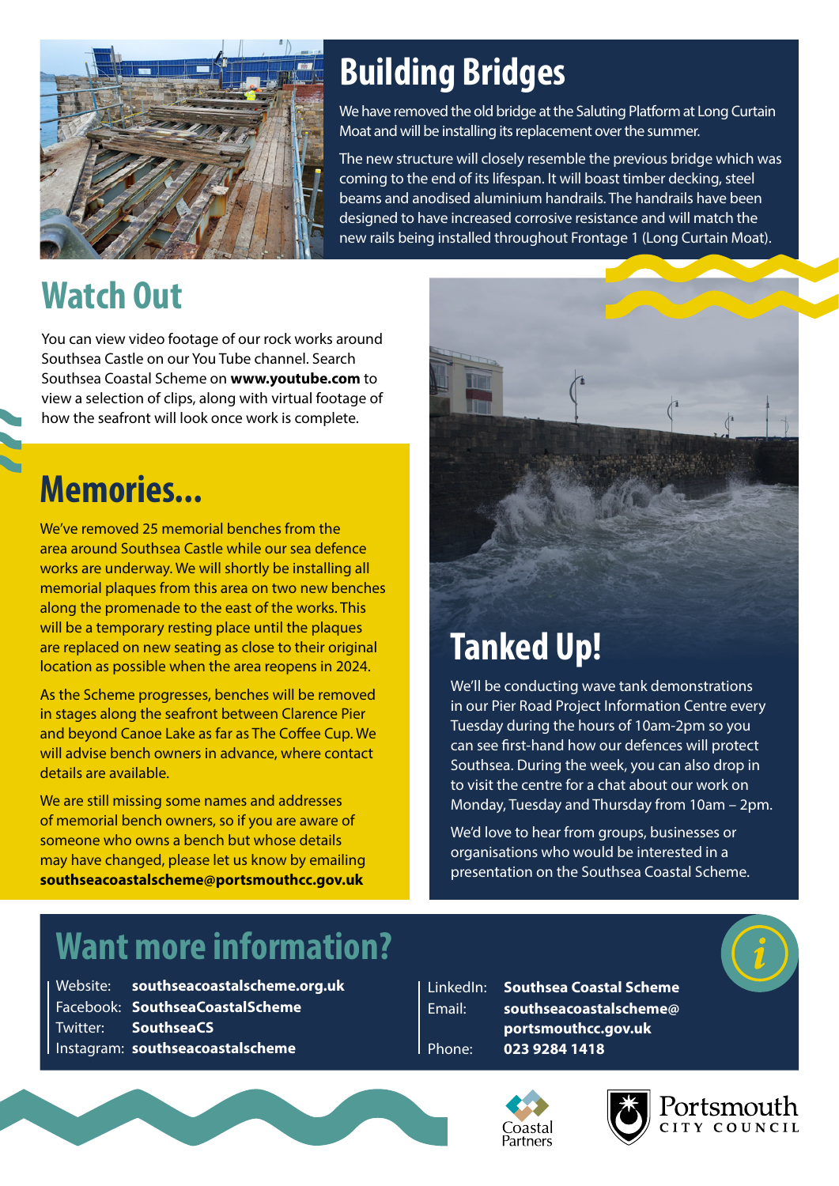## Building Bridges

We have removed the old bridge at the Saluting Platform at Long Curtain Moat and will be installing its replacement over the summer.

The new structure will closely resemble the previous bridge which was coming to the end of its lifespan. It will boast timber decking, steel beams and anodised aluminium handrails. The handrails have been designed to have increased corrosive resistance and will match the new rails being installed throughout Frontage 1 (Long Curtain Moat).

## Watch Out

You can view video footage of our rock works around Southsea Castle on our You Tube channel. Search Southsea Coastal Scheme on **www.youtube.com** to view a selection of clips, along with virtual footage of how the seafront will look once work is complete.

## Memories...

We've removed 25 memorial benches from the area around Southsea Castle while our sea defence works are underway. We will shortly be installing all memorial plaques from this area on two new benches along the promenade to the east of the works. This will be a temporary resting place until the plaques are replaced on new seating as close to their original location as possible when the area reopens in 2024.

As the Scheme progresses, benches will be removed in stages along the seafront between Clarence Pier and beyond Canoe Lake as far as The Coffee Cup. We will advise bench owners in advance, where contact details are available.

We are still missing some names and addresses of memorial bench owners, so if you are aware of someone who owns a bench but whose details may have changed, please let us know by emailing **southseacoastalscheme@portsmouthcc.gov.uk**

## Tanked Up!

We'll be conducting wave tank demonstrations in our Pier Road Project Information Centre every Tuesday during the hours of 10am-2pm so you can see first-hand how our defences will protect Southsea. During the week, you can also drop in to visit the centre for a chat about our work on Monday, Tuesday and Thursday from 10am – 2pm.

We'd love to hear from groups, businesses or organisations who would be interested in a presentation on the Southsea Coastal Scheme.

## Want more information?

Website: **southseacoastalscheme.org.uk**
Facebook: **SouthseaCoastalScheme**
Twitter: **SouthseaCS**
Instagram: **southseacoastalscheme**

LinkedIn: **Southsea Coastal Scheme**
Email: **southseacoastalscheme@portsmouthcc.gov.uk**
Phone: **023 9284 1418**

Coastal Partners

Portsmouth City Council